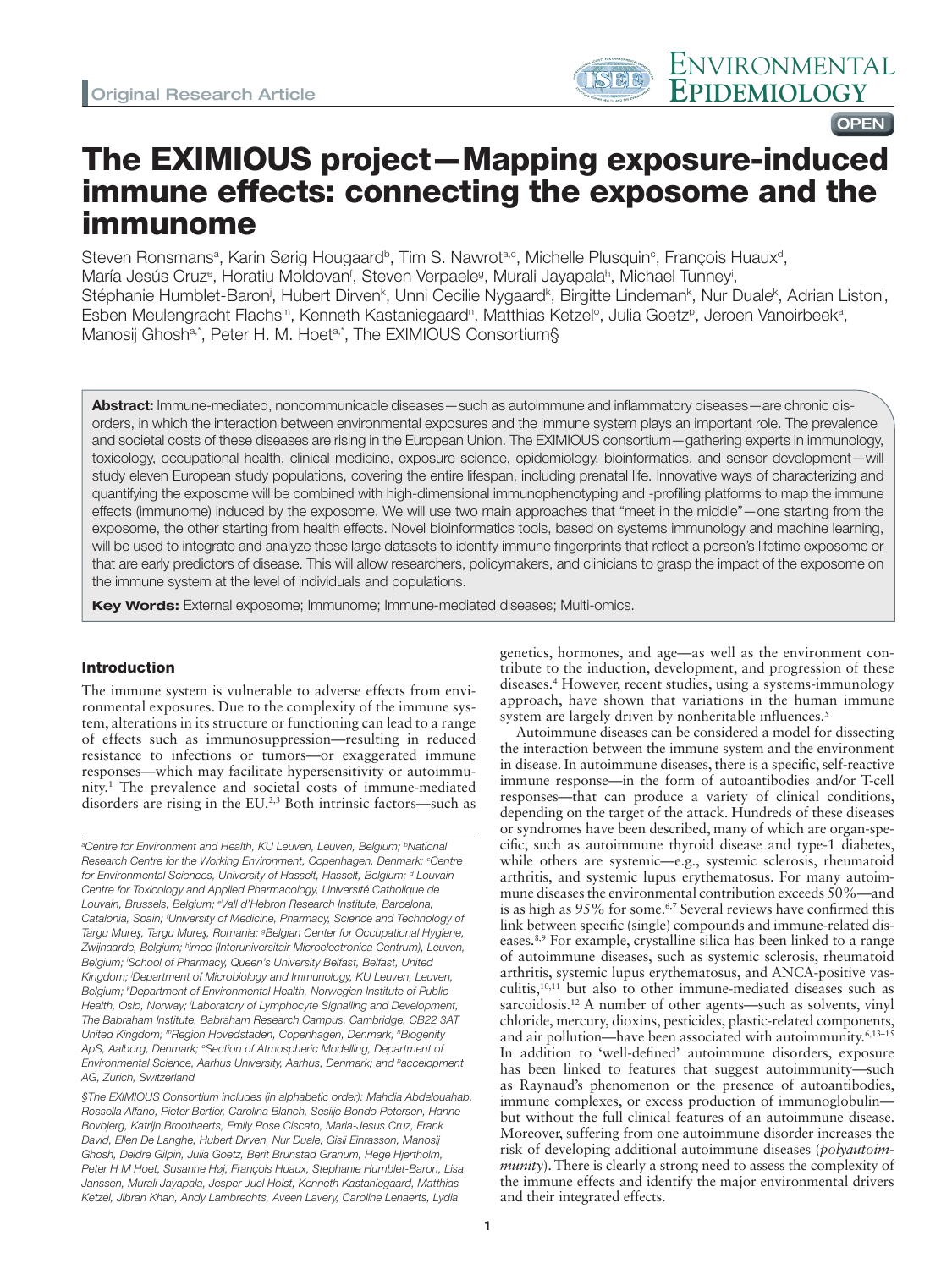Original Research Article

# The EXIMIOUS project—Mapping exposure-induced immune effects: connecting the exposome and the immunome

Steven Ronsmans[a], Karin Sørig Hougaard[b], Tim S. Nawrot[a,c], Michelle Plusquin[c], François Huaux[d], María Jesús Cruz[e], Horatiu Moldovan[f], Steven Verpaele[g], Murali Jayapala[h], Michael Tunney[i], Stéphanie Humblet-Baron[j], Hubert Dirven[k], Unni Cecilie Nygaard[k], Birgitte Lindeman[k], Nur Duale[k], Adrian Liston[l], Esben Meulengracht Flachs[m], Kenneth Kastaniegaard[n], Matthias Ketzel[o], Julia Goetz[p], Jeroen Vanoirbeek[a], Manosij Ghosh[a,*], Peter H. M. Hoet[a,*], The EXIMIOUS Consortium§

**Abstract:** Immune-mediated, noncommunicable diseases—such as autoimmune and inflammatory diseases—are chronic disorders, in which the interaction between environmental exposures and the immune system plays an important role. The prevalence and societal costs of these diseases are rising in the European Union. The EXIMIOUS consortium—gathering experts in immunology, toxicology, occupational health, clinical medicine, exposure science, epidemiology, bioinformatics, and sensor development—will study eleven European study populations, covering the entire lifespan, including prenatal life. Innovative ways of characterizing and quantifying the exposome will be combined with high-dimensional immunophenotyping and -profiling platforms to map the immune effects (immunome) induced by the exposome. We will use two main approaches that "meet in the middle"—one starting from the exposome, the other starting from health effects. Novel bioinformatics tools, based on systems immunology and machine learning, will be used to integrate and analyze these large datasets to identify immune fingerprints that reflect a person's lifetime exposome or that are early predictors of disease. This will allow researchers, policymakers, and clinicians to grasp the impact of the exposome on the immune system at the level of individuals and populations.

**Key Words:** External exposome; Immunome; Immune-mediated diseases; Multi-omics.

## Introduction

The immune system is vulnerable to adverse effects from environmental exposures. Due to the complexity of the immune system, alterations in its structure or functioning can lead to a range of effects such as immunosuppression—resulting in reduced resistance to infections or tumors—or exaggerated immune responses—which may facilitate hypersensitivity or autoimmunity.[1] The prevalence and societal costs of immune-mediated disorders are rising in the EU.[2,3] Both intrinsic factors—such as genetics, hormones, and age—as well as the environment contribute to the induction, development, and progression of these diseases.[4] However, recent studies, using a systems-immunology approach, have shown that variations in the human immune system are largely driven by nonheritable influences.[5]

Autoimmune diseases can be considered a model for dissecting the interaction between the immune system and the environment in disease. In autoimmune diseases, there is a specific, self-reactive immune response—in the form of autoantibodies and/or T-cell responses—that can produce a variety of clinical conditions, depending on the target of the attack. Hundreds of these diseases or syndromes have been described, many of which are organ-specific, such as autoimmune thyroid disease and type-1 diabetes, while others are systemic—e.g., systemic sclerosis, rheumatoid arthritis, and systemic lupus erythematosus. For many autoimmune diseases the environmental contribution exceeds 50%—and is as high as 95% for some.[6,7] Several reviews have confirmed this link between specific (single) compounds and immune-related diseases.[8,9] For example, crystalline silica has been linked to a range of autoimmune diseases, such as systemic sclerosis, rheumatoid arthritis, systemic lupus erythematosus, and ANCA-positive vasculitis,[10,11] but also to other immune-mediated diseases such as sarcoidosis.[12] A number of other agents—such as solvents, vinyl chloride, mercury, dioxins, pesticides, plastic-related components, and air pollution—have been associated with autoimmunity.[6,13–15] In addition to 'well-defined' autoimmune disorders, exposure has been linked to features that suggest autoimmunity—such as Raynaud's phenomenon or the presence of autoantibodies, immune complexes, or excess production of immunoglobulin—but without the full clinical features of an autoimmune disease. Moreover, suffering from one autoimmune disorder increases the risk of developing additional autoimmune diseases (*polyautoimmunity*). There is clearly a strong need to assess the complexity of the immune effects and identify the major environmental drivers and their integrated effects.

[a]Centre for Environment and Health, KU Leuven, Leuven, Belgium; [b]National Research Centre for the Working Environment, Copenhagen, Denmark; [c]Centre for Environmental Sciences, University of Hasselt, Hasselt, Belgium; [d] Louvain Centre for Toxicology and Applied Pharmacology, Université Catholique de Louvain, Brussels, Belgium; [e]Vall d'Hebron Research Institute, Barcelona, Catalonia, Spain; [f]University of Medicine, Pharmacy, Science and Technology of Targu Mureş, Targu Mureş, Romania; [g]Belgian Center for Occupational Hygiene, Zwijnaarde, Belgium; [h]imec (Interuniversitair Microelectronica Centrum), Leuven, Belgium; [i]School of Pharmacy, Queen's University Belfast, Belfast, United Kingdom; [j]Department of Microbiology and Immunology, KU Leuven, Leuven, Belgium; [k]Department of Environmental Health, Norwegian Institute of Public Health, Oslo, Norway; [l]Laboratory of Lymphocyte Signalling and Development, The Babraham Institute, Babraham Research Campus, Cambridge, CB22 3AT United Kingdom; [m]Region Hovedstaden, Copenhagen, Denmark; [n]Biogenity ApS, Aalborg, Denmark; [o]Section of Atmospheric Modelling, Department of Environmental Science, Aarhus University, Aarhus, Denmark; and [p]accelopment AG, Zurich, Switzerland

§The EXIMIOUS Consortium includes (in alphabetic order): Mahdia Abdelouahab, Rossella Alfano, Pieter Bertier, Carolina Blanch, Sesilje Bondo Petersen, Hanne Bovbjerg, Katrijn Broothaerts, Emily Rose Ciscato, Maria-Jesus Cruz, Frank David, Ellen De Langhe, Hubert Dirven, Nur Duale, Gisli Einrasson, Manosij Ghosh, Deidre Gilpin, Julia Goetz, Berit Brunstad Granum, Hege Hjertholm, Peter H M Hoet, Susanne Høj, François Huaux, Stephanie Humblet-Baron, Lisa Janssen, Murali Jayapala, Jesper Juel Holst, Kenneth Kastaniegaard, Matthias Ketzel, Jibran Khan, Andy Lambrechts, Aveen Lavery, Caroline Lenaerts, Lydia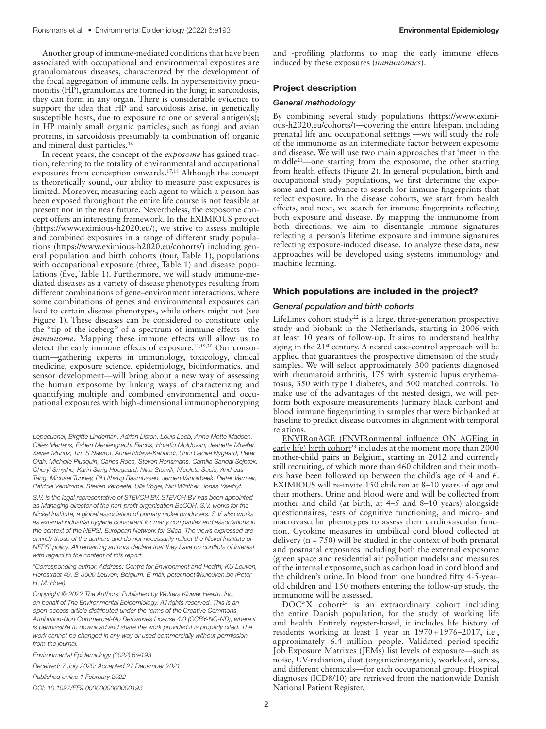Another group of immune-mediated conditions that have been associated with occupational and environmental exposures are granulomatous diseases, characterized by the development of the focal aggregation of immune cells. In hypersensitivity pneumonitis (HP), granulomas are formed in the lung; in sarcoidosis, they can form in any organ. There is considerable evidence to support the idea that HP and sarcoidosis arise, in genetically susceptible hosts, due to exposure to one or several antigen(s); in HP mainly small organic particles, such as fungi and avian proteins, in sarcoidosis presumably (a combination of) organic and mineral dust particles.[16]

In recent years, the concept of the *exposome* has gained traction, referring to the totality of environmental and occupational exposures from conception onwards.[17,18] Although the concept is theoretically sound, our ability to measure past exposures is limited. Moreover, measuring each agent to which a person has been exposed throughout the entire life course is not feasible at present nor in the near future. Nevertheless, the exposome concept offers an interesting framework. In the EXIMIOUS project (https://www.eximious-h2020.eu/), we strive to assess multiple and combined exposures in a range of different study populations (https://www.eximious-h2020.eu/cohorts/) including general population and birth cohorts (four, Table 1), populations with occupational exposure (three, Table 1) and disease populations (five, Table 1). Furthermore, we will study immune-mediated diseases as a variety of disease phenotypes resulting from different combinations of gene–environment interactions, where some combinations of genes and environmental exposures can lead to certain disease phenotypes, while others might not (see Figure 1). These diseases can be considered to constitute only the "tip of the iceberg" of a spectrum of immune effects—the *immunome*. Mapping these immune effects will allow us to detect the early immune effects of exposure.[11,19,20] Our consortium—gathering experts in immunology, toxicology, clinical medicine, exposure science, epidemiology, bioinformatics, and sensor development—will bring about a new way of assessing the human exposome by linking ways of characterizing and quantifying multiple and combined environmental and occupational exposures with high-dimensional immunophenotyping and -profiling platforms to map the early immune effects induced by these exposures (*immunomics*).

## Project description

### General methodology

By combining several study populations (https://www.eximious-h2020.eu/cohorts/)—covering the entire lifespan, including prenatal life and occupational settings —we will study the role of the immunome as an intermediate factor between exposome and disease. We will use two main approaches that 'meet in the middle[21]—one starting from the exposome, the other starting from health effects (Figure 2). In general population, birth and occupational study populations, we first determine the exposome and then advance to search for immune fingerprints that reflect exposure. In the disease cohorts, we start from health effects, and next, we search for immune fingerprints reflecting both exposure and disease. By mapping the immunome from both directions, we aim to disentangle immune signatures reflecting a person's lifetime exposure and immune signatures reflecting exposure-induced disease. To analyze these data, new approaches will be developed using systems immunology and machine learning.

## Which populations are included in the project?

### General population and birth cohorts

LifeLines cohort study[22] is a large, three-generation prospective study and biobank in the Netherlands, starting in 2006 with at least 10 years of follow-up. It aims to understand healthy aging in the 21st century. A nested case-control approach will be applied that guarantees the prospective dimension of the study samples. We will select approximately 300 patients diagnosed with rheumatoid arthritis, 175 with systemic lupus erythematosus, 350 with type I diabetes, and 500 matched controls. To make use of the advantages of the nested design, we will perform both exposure measurements (urinary black carbon) and blood immune fingerprinting in samples that were biobanked at baseline to predict disease outcomes in alignment with temporal relations.

ENVIRonAGE (ENVIRonmental influence ON AGEing in early life) birth cohort[23] includes at the moment more than 2000 mother-child pairs in Belgium, starting in 2012 and currently still recruiting, of which more than 460 children and their mothers have been followed up between the child's age of 4 and 6. EXIMIOUS will re-invite 150 children at 8–10 years of age and their mothers. Urine and blood were and will be collected from mother and child (at birth, at 4–5 and 8–10 years) alongside questionnaires, tests of cognitive functioning, and micro- and macrovascular phenotypes to assess their cardiovascular function. Cytokine measures in umbilical cord blood collected at delivery (n = 750) will be studied in the context of both prenatal and postnatal exposures including both the external exposome (green space and residential air pollution models) and measures of the internal exposome, such as carbon load in cord blood and the children's urine. In blood from one hundred fifty 4-5-year-old children and 150 mothers entering the follow-up study, the immunome will be assessed.

DOC*X cohort[24] is an extraordinary cohort including the entire Danish population, for the study of working life and health. Entirely register-based, it includes life history of residents working at least 1 year in 1970 + 1976–2017, i.e., approximately 6.4 million people. Validated period-specific Job Exposure Matrixes (JEMs) list levels of exposure—such as noise, UV-radiation, dust (organic/inorganic), workload, stress, and different chemicals—for each occupational group. Hospital diagnoses (ICD8/10) are retrieved from the nationwide Danish National Patient Register.

---

*Lepecuchel, Birgitte Lindeman, Adrian Liston, Louis Loeb, Anne Mette Madsen, Gilles Mertens, Esben Meulengracht Flachs, Horatiu Moldovan, Jeanette Mueller, Xavier Muñoz, Tim S Nawrot, Annie Ndaya-Kabundi, Unni Cecilie Nygaard, Peter Olah, Michelle Plusquin, Carlos Roca, Steven Ronsmans, Camilla Sandal Sejbæk, Cheryl Smythe, Karin Sørig Hougaard, Nina Storvik, Nicoleta Suciu, Andreas Tang, Michael Tunney, Pil Uthaug Rasmussen, Jeroen Vanoirbeek, Pieter Vermeir, Patricia Vernimme, Steven Verpaele, Ulla Vogel, Nini Winther, Jonas Yserbyt.*

*S.V. is the legal representative of STEVOH BV. STEVOH BV has been appointed as Managing director of the non-profit organisation BeCOH. S.V. works for the Nickel Institute, a global association of primary nickel producers. S.V. also works as external industrial hygiene consultant for many companies and associations in the context of the NEPSI, European Network for Silica. The views expressed are entirely those of the authors and do not necessarily reflect the Nickel Institute or NEPSI policy. All remaining authors declare that they have no conflicts of interest with regard to the content of this report.*

*\*Corresponding author. Address: Centre for Environment and Health, KU Leuven, Herestraat 49, B-3000 Leuven, Belgium. E-mail: peter.hoet@kuleuven.be (Peter H. M. Hoet).*

*Copyright © 2022 The Authors. Published by Wolters Kluwer Health, Inc. on behalf of The Environmental Epidemiology. All rights reserved. This is an open-access article distributed under the terms of the Creative Commons Attribution-Non Commercial-No Derivatives License 4.0 (CCBY-NC-ND), where it is permissible to download and share the work provided it is properly cited. The work cannot be changed in any way or used commercially without permission from the journal.*

*Environmental Epidemiology (2022) 6:e193*

*Received: 7 July 2020; Accepted 27 December 2021*

*Published online 1 February 2022*

*DOI: 10.1097/EE9.0000000000000193*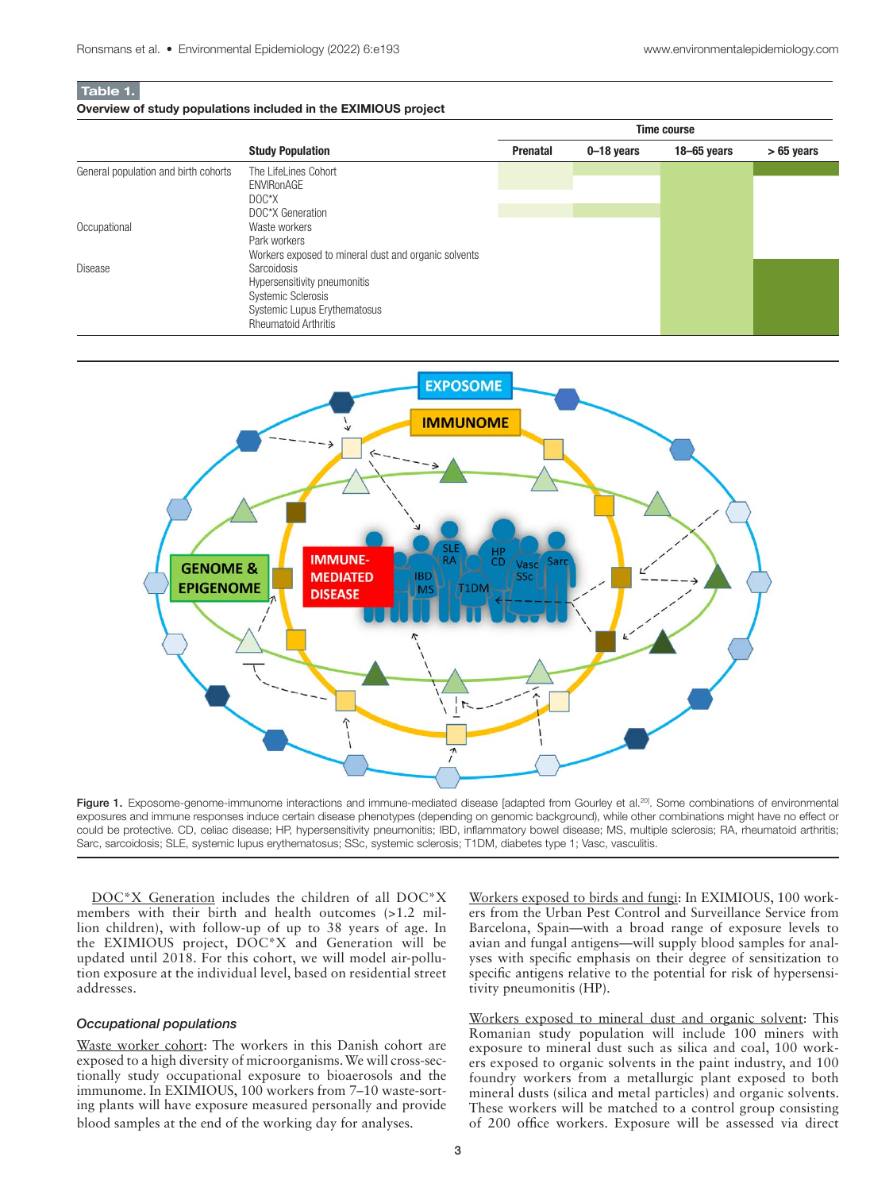**Table 1.**

**Overview of study populations included in the EXIMIOUS project**

| | Study Population | Time course | | | |
|---|---|---|---|---|---|
| | | Prenatal | 0–18 years | 18–65 years | > 65 years |
| General population and birth cohorts | The LifeLines Cohort | | | | |
| | ENVIRonAGE | | | | |
| | DOC*X | | | | |
| | DOC*X Generation | | | | |
| Occupational | Waste workers | | | | |
| | Park workers | | | | |
| | Workers exposed to mineral dust and organic solvents | | | | |
| Disease | Sarcoidosis | | | | |
| | Hypersensitivity pneumonitis | | | | |
| | Systemic Sclerosis | | | | |
| | Systemic Lupus Erythematosus | | | | |
| | Rheumatoid Arthritis | | | | |

EXPOSOME

IMMUNOME

GENOME & EPIGENOME

IMMUNE-MEDIATED DISEASE

SLE RA

HP CD

IBD MS

T1DM

Vasc SSc

Sarc

Figure 1. Exposome-genome-immunome interactions and immune-mediated disease [adapted from Gourley et al.[20]]. Some combinations of environmental exposures and immune responses induce certain disease phenotypes (depending on genomic background), while other combinations might have no effect or could be protective. CD, celiac disease; HP, hypersensitivity pneumonitis; IBD, inflammatory bowel disease; MS, multiple sclerosis; RA, rheumatoid arthritis; Sarc, sarcoidosis; SLE, systemic lupus erythematosus; SSc, systemic sclerosis; T1DM, diabetes type 1; Vasc, vasculitis.

DOC*X Generation includes the children of all DOC*X members with their birth and health outcomes (>1.2 million children), with follow-up of up to 38 years of age. In the EXIMIOUS project, DOC*X and Generation will be updated until 2018. For this cohort, we will model air-pollution exposure at the individual level, based on residential street addresses.

### Occupational populations

Waste worker cohort: The workers in this Danish cohort are exposed to a high diversity of microorganisms. We will cross-sectionally study occupational exposure to bioaerosols and the immunome. In EXIMIOUS, 100 workers from 7–10 waste-sorting plants will have exposure measured personally and provide blood samples at the end of the working day for analyses.

Workers exposed to birds and fungi: In EXIMIOUS, 100 workers from the Urban Pest Control and Surveillance Service from Barcelona, Spain—with a broad range of exposure levels to avian and fungal antigens—will supply blood samples for analyses with specific emphasis on their degree of sensitization to specific antigens relative to the potential for risk of hypersensitivity pneumonitis (HP).

Workers exposed to mineral dust and organic solvent: This Romanian study population will include 100 miners with exposure to mineral dust such as silica and coal, 100 workers exposed to organic solvents in the paint industry, and 100 foundry workers from a metallurgic plant exposed to both mineral dusts (silica and metal particles) and organic solvents. These workers will be matched to a control group consisting of 200 office workers. Exposure will be assessed via direct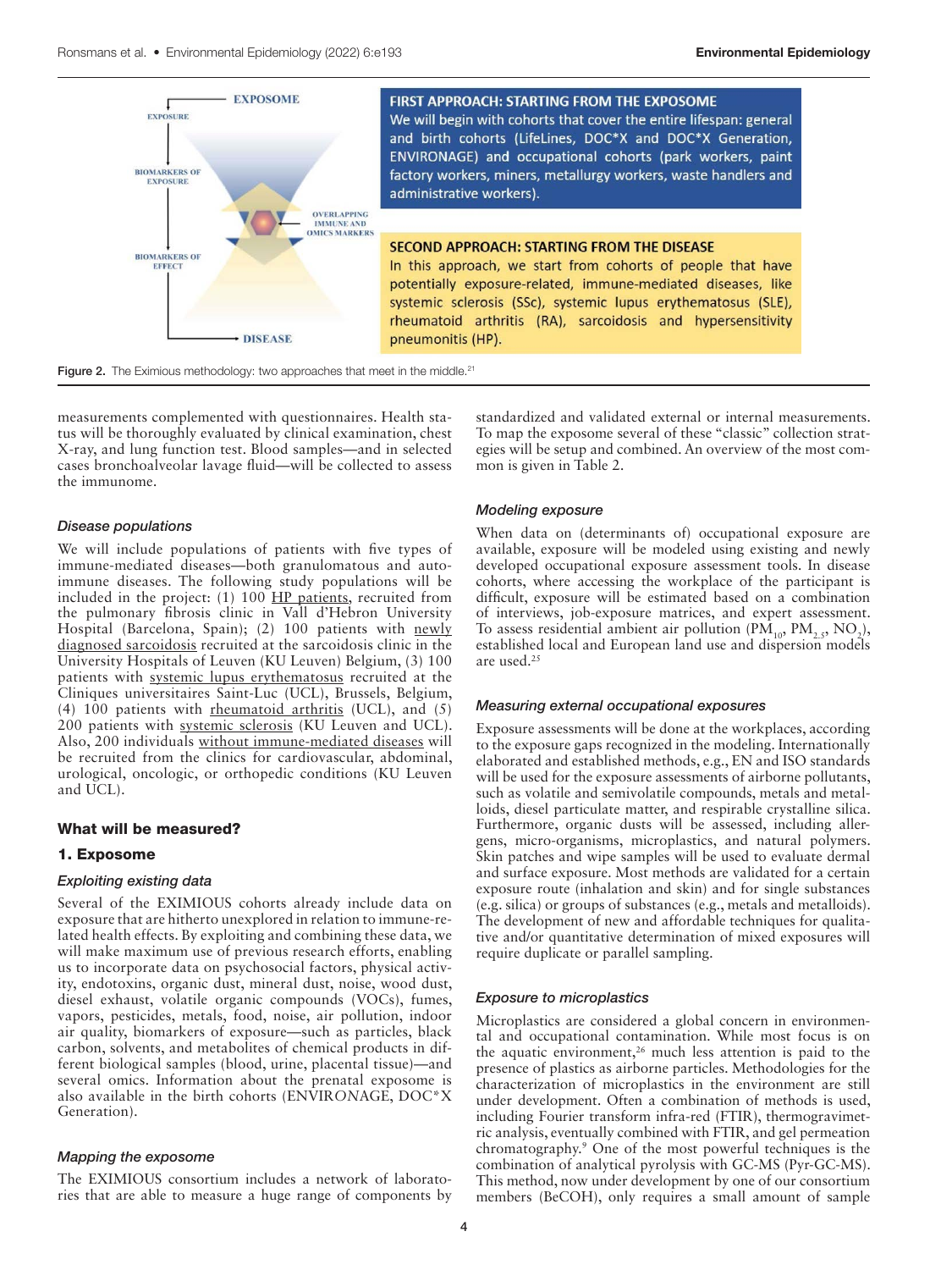EXPOSOME

EXPOSURE

BIOMARKERS OF EXPOSURE

OVERLAPPING IMMUNE AND OMICS MARKERS

BIOMARKERS OF EFFECT

DISEASE

**FIRST APPROACH: STARTING FROM THE EXPOSOME**
We will begin with cohorts that cover the entire lifespan: general and birth cohorts (LifeLines, DOC\*X and DOC\*X Generation, ENVIRONAGE) and occupational cohorts (park workers, paint factory workers, miners, metallurgy workers, waste handlers and administrative workers).

**SECOND APPROACH: STARTING FROM THE DISEASE**
In this approach, we start from cohorts of people that have potentially exposure-related, immune-mediated diseases, like systemic sclerosis (SSc), systemic lupus erythematosus (SLE), rheumatoid arthritis (RA), sarcoidosis and hypersensitivity pneumonitis (HP).

**Figure 2.** The Eximious methodology: two approaches that meet in the middle.[21]

measurements complemented with questionnaires. Health status will be thoroughly evaluated by clinical examination, chest X-ray, and lung function test. Blood samples—and in selected cases bronchoalveolar lavage fluid—will be collected to assess the immunome.

### *Disease populations*

We will include populations of patients with five types of immune-mediated diseases—both granulomatous and autoimmune diseases. The following study populations will be included in the project: (1) 100 HP patients, recruited from the pulmonary fibrosis clinic in Vall d'Hebron University Hospital (Barcelona, Spain); (2) 100 patients with newly diagnosed sarcoidosis recruited at the sarcoidosis clinic in the University Hospitals of Leuven (KU Leuven) Belgium, (3) 100 patients with systemic lupus erythematosus recruited at the Cliniques universitaires Saint-Luc (UCL), Brussels, Belgium, (4) 100 patients with rheumatoid arthritis (UCL), and (5) 200 patients with systemic sclerosis (KU Leuven and UCL). Also, 200 individuals without immune-mediated diseases will be recruited from the clinics for cardiovascular, abdominal, urological, oncologic, or orthopedic conditions (KU Leuven and UCL).

## What will be measured?

### 1. Exposome

### *Exploiting existing data*

Several of the EXIMIOUS cohorts already include data on exposure that are hitherto unexplored in relation to immune-related health effects. By exploiting and combining these data, we will make maximum use of previous research efforts, enabling us to incorporate data on psychosocial factors, physical activity, endotoxins, organic dust, mineral dust, noise, wood dust, diesel exhaust, volatile organic compounds (VOCs), fumes, vapors, pesticides, metals, food, noise, air pollution, indoor air quality, biomarkers of exposure—such as particles, black carbon, solvents, and metabolites of chemical products in different biological samples (blood, urine, placental tissue)—and several omics. Information about the prenatal exposome is also available in the birth cohorts (ENVIRONAGE, DOC\*X Generation).

### *Mapping the exposome*

The EXIMIOUS consortium includes a network of laboratories that are able to measure a huge range of components by standardized and validated external or internal measurements. To map the exposome several of these "classic" collection strategies will be setup and combined. An overview of the most common is given in Table 2.

### *Modeling exposure*

When data on (determinants of) occupational exposure are available, exposure will be modeled using existing and newly developed occupational exposure assessment tools. In disease cohorts, where accessing the workplace of the participant is difficult, exposure will be estimated based on a combination of interviews, job-exposure matrices, and expert assessment. To assess residential ambient air pollution ($PM_{10}$, $PM_{2.5}$, $NO_2$), established local and European land use and dispersion models are used.[25]

### *Measuring external occupational exposures*

Exposure assessments will be done at the workplaces, according to the exposure gaps recognized in the modeling. Internationally elaborated and established methods, e.g., EN and ISO standards will be used for the exposure assessments of airborne pollutants, such as volatile and semivolatile compounds, metals and metalloids, diesel particulate matter, and respirable crystalline silica. Furthermore, organic dusts will be assessed, including allergens, micro-organisms, microplastics, and natural polymers. Skin patches and wipe samples will be used to evaluate dermal and surface exposure. Most methods are validated for a certain exposure route (inhalation and skin) and for single substances (e.g. silica) or groups of substances (e.g., metals and metalloids). The development of new and affordable techniques for qualitative and/or quantitative determination of mixed exposures will require duplicate or parallel sampling.

### *Exposure to microplastics*

Microplastics are considered a global concern in environmental and occupational contamination. While most focus is on the aquatic environment,[26] much less attention is paid to the presence of plastics as airborne particles. Methodologies for the characterization of microplastics in the environment are still under development. Often a combination of methods is used, including Fourier transform infra-red (FTIR), thermogravimetric analysis, eventually combined with FTIR, and gel permeation chromatography.[9] One of the most powerful techniques is the combination of analytical pyrolysis with GC-MS (Pyr-GC-MS). This method, now under development by one of our consortium members (BeCOH), only requires a small amount of sample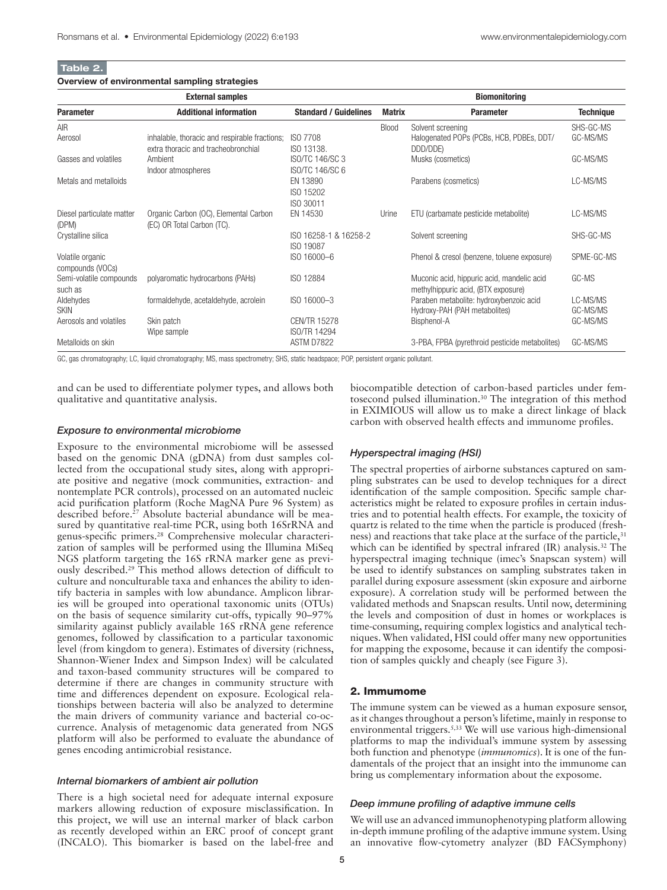**Table 2.**

**Overview of environmental sampling strategies**

| External samples | | | Biomonitoring | | |
|---|---|---|---|---|---|
| **Parameter** | **Additional information** | **Standard / Guidelines** | **Matrix** | **Parameter** | **Technique** |
| AIR | | | Blood | Solvent screening | SHS-GC-MS |
| Aerosol | inhalable, thoracic and respirable fractions; extra thoracic and tracheobronchial | ISO 7708 ISO 13138. | | Halogenated POPs (PCBs, HCB, PDBEs, DDT/DDD/DDE) | GC-MS/MS |
| Gasses and volatiles | Ambient Indoor atmospheres | ISO/TC 146/SC 3 ISO/TC 146/SC 6 | | Musks (cosmetics) | GC-MS/MS |
| Metals and metalloids | | EN 13890 ISO 15202 ISO 30011 | | Parabens (cosmetics) | LC-MS/MS |
| Diesel particulate matter (DPM) | Organic Carbon (OC), Elemental Carbon (EC) OR Total Carbon (TC). | EN 14530 | Urine | ETU (carbamate pesticide metabolite) | LC-MS/MS |
| Crystalline silica | | ISO 16258-1 & 16258-2 ISO 19087 | | Solvent screening | SHS-GC-MS |
| Volatile organic compounds (VOCs) | | ISO 16000–6 | | Phenol & cresol (benzene, toluene exposure) | SPME-GC-MS |
| Semi-volatile compounds such as | polyaromatic hydrocarbons (PAHs) | ISO 12884 | | Muconic acid, hippuric acid, mandelic acid methylhippuric acid, (BTX exposure) | GC-MS |
| Aldehydes | formaldehyde, acetaldehyde, acrolein | ISO 16000–3 | | Paraben metabolite: hydroxybenzoic acid | LC-MS/MS |
| SKIN | | | | Hydroxy-PAH (PAH metabolites) | GC-MS/MS |
| Aerosols and volatiles | Skin patch Wipe sample | CEN/TR 15278 ISO/TR 14294 | | Bisphenol-A | GC-MS/MS |
| Metalloids on skin | | ASTM D7822 | | 3-PBA, FPBA (pyrethroid pesticide metabolites) | GC-MS/MS |

GC, gas chromatography; LC, liquid chromatography; MS, mass spectrometry; SHS, static headspace; POP, persistent organic pollutant.

and can be used to differentiate polymer types, and allows both qualitative and quantitative analysis.

#### *Exposure to environmental microbiome*

Exposure to the environmental microbiome will be assessed based on the genomic DNA (gDNA) from dust samples collected from the occupational study sites, along with appropriate positive and negative (mock communities, extraction- and nontemplate PCR controls), processed on an automated nucleic acid purification platform (Roche MagNA Pure 96 System) as described before.[27] Absolute bacterial abundance will be measured by quantitative real-time PCR, using both 16SrRNA and genus-specific primers.[28] Comprehensive molecular characterization of samples will be performed using the Illumina MiSeq NGS platform targeting the 16S rRNA marker gene as previously described.[29] This method allows detection of difficult to culture and nonculturable taxa and enhances the ability to identify bacteria in samples with low abundance. Amplicon libraries will be grouped into operational taxonomic units (OTUs) on the basis of sequence similarity cut-offs, typically 90–97% similarity against publicly available 16S rRNA gene reference genomes, followed by classification to a particular taxonomic level (from kingdom to genera). Estimates of diversity (richness, Shannon-Wiener Index and Simpson Index) will be calculated and taxon-based community structures will be compared to determine if there are changes in community structure with time and differences dependent on exposure. Ecological relationships between bacteria will also be analyzed to determine the main drivers of community variance and bacterial co-occurrence. Analysis of metagenomic data generated from NGS platform will also be performed to evaluate the abundance of genes encoding antimicrobial resistance.

#### *Internal biomarkers of ambient air pollution*

There is a high societal need for adequate internal exposure markers allowing reduction of exposure misclassification. In this project, we will use an internal marker of black carbon as recently developed within an ERC proof of concept grant (INCALO). This biomarker is based on the label-free and biocompatible detection of carbon-based particles under femtosecond pulsed illumination.[30] The integration of this method in EXIMIOUS will allow us to make a direct linkage of black carbon with observed health effects and immunome profiles.

#### *Hyperspectral imaging (HSI)*

The spectral properties of airborne substances captured on sampling substrates can be used to develop techniques for a direct identification of the sample composition. Specific sample characteristics might be related to exposure profiles in certain industries and to potential health effects. For example, the toxicity of quartz is related to the time when the particle is produced (freshness) and reactions that take place at the surface of the particle,[31] which can be identified by spectral infrared (IR) analysis.[32] The hyperspectral imaging technique (imec's Snapscan system) will be used to identify substances on sampling substrates taken in parallel during exposure assessment (skin exposure and airborne exposure). A correlation study will be performed between the validated methods and Snapscan results. Until now, determining the levels and composition of dust in homes or workplaces is time-consuming, requiring complex logistics and analytical techniques. When validated, HSI could offer many new opportunities for mapping the exposome, because it can identify the composition of samples quickly and cheaply (see Figure 3).

### 2. Immumome

The immune system can be viewed as a human exposure sensor, as it changes throughout a person's lifetime, mainly in response to environmental triggers.[5,33] We will use various high-dimensional platforms to map the individual's immune system by assessing both function and phenotype (*immunomics*). It is one of the fundamentals of the project that an insight into the immunome can bring us complementary information about the exposome.

#### *Deep immune profiling of adaptive immune cells*

We will use an advanced immunophenotyping platform allowing in-depth immune profiling of the adaptive immune system. Using an innovative flow-cytometry analyzer (BD FACSymphony)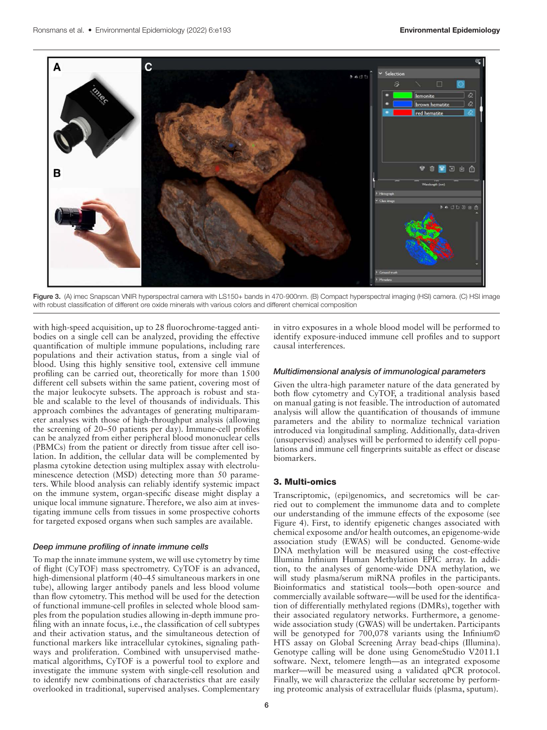Figure 3. (A) imec Snapscan VNIR hyperspectral camera with LS150+ bands in 470-900nm. (B) Compact hyperspectral imaging (HSI) camera. (C) HSI image with robust classification of different ore oxide minerals with various colors and different chemical composition

with high-speed acquisition, up to 28 fluorochrome-tagged antibodies on a single cell can be analyzed, providing the effective quantification of multiple immune populations, including rare populations and their activation status, from a single vial of blood. Using this highly sensitive tool, extensive cell immune profiling can be carried out, theoretically for more than 1500 different cell subsets within the same patient, covering most of the major leukocyte subsets. The approach is robust and stable and scalable to the level of thousands of individuals. This approach combines the advantages of generating multiparameter analyses with those of high-throughput analysis (allowing the screening of 20–50 patients per day). Immune-cell profiles can be analyzed from either peripheral blood mononuclear cells (PBMCs) from the patient or directly from tissue after cell isolation. In addition, the cellular data will be complemented by plasma cytokine detection using multiplex assay with electroluminescence detection (MSD) detecting more than 50 parameters. While blood analysis can reliably identify systemic impact on the immune system, organ-specific disease might display a unique local immune signature. Therefore, we also aim at investigating immune cells from tissues in some prospective cohorts for targeted exposed organs when such samples are available.

### *Deep immune profiling of innate immune cells*

To map the innate immune system, we will use cytometry by time of flight (CyTOF) mass spectrometry. CyTOF is an advanced, high-dimensional platform (40–45 simultaneous markers in one tube), allowing larger antibody panels and less blood volume than flow cytometry. This method will be used for the detection of functional immune-cell profiles in selected whole blood samples from the population studies allowing in-depth immune profiling with an innate focus, i.e., the classification of cell subtypes and their activation status, and the simultaneous detection of functional markers like intracellular cytokines, signaling pathways and proliferation. Combined with unsupervised mathematical algorithms, CyTOF is a powerful tool to explore and investigate the immune system with single-cell resolution and to identify new combinations of characteristics that are easily overlooked in traditional, supervised analyses. Complementary in vitro exposures in a whole blood model will be performed to identify exposure-induced immune cell profiles and to support causal interferences.

### *Multidimensional analysis of immunological parameters*

Given the ultra-high parameter nature of the data generated by both flow cytometry and CyTOF, a traditional analysis based on manual gating is not feasible. The introduction of automated analysis will allow the quantification of thousands of immune parameters and the ability to normalize technical variation introduced via longitudinal sampling. Additionally, data-driven (unsupervised) analyses will be performed to identify cell populations and immune cell fingerprints suitable as effect or disease biomarkers.

## 3. Multi-omics

Transcriptomic, (epi)genomics, and secretomics will be carried out to complement the immunome data and to complete our understanding of the immune effects of the exposome (see Figure 4). First, to identify epigenetic changes associated with chemical exposome and/or health outcomes, an epigenome-wide association study (EWAS) will be conducted. Genome-wide DNA methylation will be measured using the cost-effective Illumina Infinium Human Methylation EPIC array. In addition, to the analyses of genome-wide DNA methylation, we will study plasma/serum miRNA profiles in the participants. Bioinformatics and statistical tools—both open-source and commercially available software—will be used for the identification of differentially methylated regions (DMRs), together with their associated regulatory networks. Furthermore, a genome-wide association study (GWAS) will be undertaken. Participants will be genotyped for 700,078 variants using the Infinium© HTS assay on Global Screening Array bead-chips (Illumina). Genotype calling will be done using GenomeStudio V2011.1 software. Next, telomere length—as an integrated exposome marker—will be measured using a validated qPCR protocol. Finally, we will characterize the cellular secretome by performing proteomic analysis of extracellular fluids (plasma, sputum).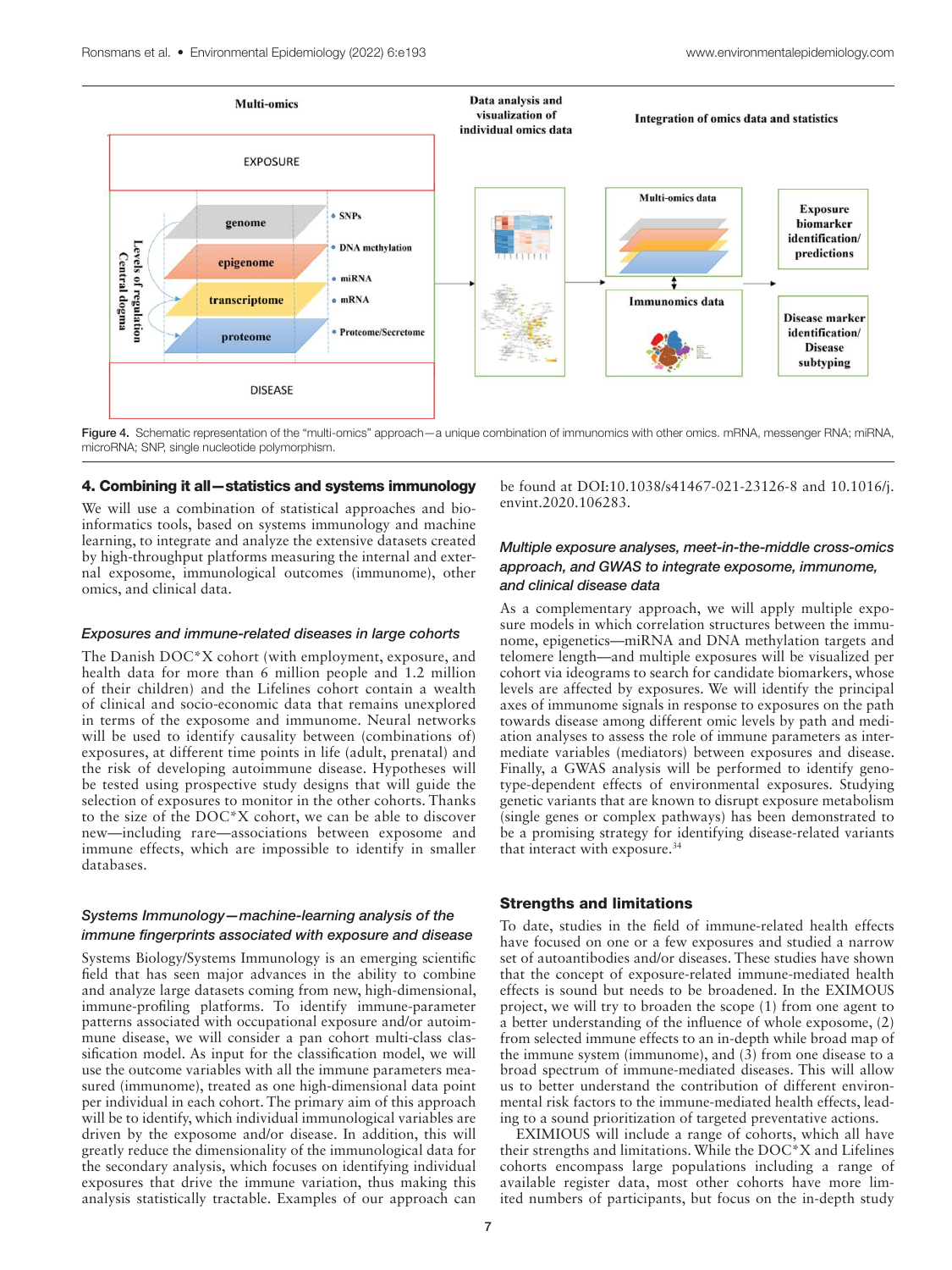Figure 4. Schematic representation of the "multi-omics" approach—a unique combination of immunomics with other omics. mRNA, messenger RNA; miRNA, microRNA; SNP, single nucleotide polymorphism.

## 4. Combining it all—statistics and systems immunology

We will use a combination of statistical approaches and bioinformatics tools, based on systems immunology and machine learning, to integrate and analyze the extensive datasets created by high-throughput platforms measuring the internal and external exposome, immunological outcomes (immunome), other omics, and clinical data.

### *Exposures and immune-related diseases in large cohorts*

The Danish DOC*X cohort (with employment, exposure, and health data for more than 6 million people and 1.2 million of their children) and the Lifelines cohort contain a wealth of clinical and socio-economic data that remains unexplored in terms of the exposome and immunome. Neural networks will be used to identify causality between (combinations of) exposures, at different time points in life (adult, prenatal) and the risk of developing autoimmune disease. Hypotheses will be tested using prospective study designs that will guide the selection of exposures to monitor in the other cohorts. Thanks to the size of the DOC*X cohort, we can be able to discover new—including rare—associations between exposome and immune effects, which are impossible to identify in smaller databases.

### *Systems Immunology—machine-learning analysis of the immune fingerprints associated with exposure and disease*

Systems Biology/Systems Immunology is an emerging scientific field that has seen major advances in the ability to combine and analyze large datasets coming from new, high-dimensional, immune-profiling platforms. To identify immune-parameter patterns associated with occupational exposure and/or autoimmune disease, we will consider a pan cohort multi-class classification model. As input for the classification model, we will use the outcome variables with all the immune parameters measured (immunome), treated as one high-dimensional data point per individual in each cohort. The primary aim of this approach will be to identify, which individual immunological variables are driven by the exposome and/or disease. In addition, this will greatly reduce the dimensionality of the immunological data for the secondary analysis, which focuses on identifying individual exposures that drive the immune variation, thus making this analysis statistically tractable. Examples of our approach can be found at DOI:10.1038/s41467-021-23126-8 and 10.1016/j.envint.2020.106283.

### *Multiple exposure analyses, meet-in-the-middle cross-omics approach, and GWAS to integrate exposome, immunome, and clinical disease data*

As a complementary approach, we will apply multiple exposure models in which correlation structures between the immunome, epigenetics—miRNA and DNA methylation targets and telomere length—and multiple exposures will be visualized per cohort via ideograms to search for candidate biomarkers, whose levels are affected by exposures. We will identify the principal axes of immunome signals in response to exposures on the path towards disease among different omic levels by path and mediation analyses to assess the role of immune parameters as intermediate variables (mediators) between exposures and disease. Finally, a GWAS analysis will be performed to identify genotype-dependent effects of environmental exposures. Studying genetic variants that are known to disrupt exposure metabolism (single genes or complex pathways) has been demonstrated to be a promising strategy for identifying disease-related variants that interact with exposure.[34]

## Strengths and limitations

To date, studies in the field of immune-related health effects have focused on one or a few exposures and studied a narrow set of autoantibodies and/or diseases. These studies have shown that the concept of exposure-related immune-mediated health effects is sound but needs to be broadened. In the EXIMOUS project, we will try to broaden the scope (1) from one agent to a better understanding of the influence of whole exposome, (2) from selected immune effects to an in-depth while broad map of the immune system (immunome), and (3) from one disease to a broad spectrum of immune-mediated diseases. This will allow us to better understand the contribution of different environmental risk factors to the immune-mediated health effects, leading to a sound prioritization of targeted preventative actions.

EXIMIOUS will include a range of cohorts, which all have their strengths and limitations. While the DOC*X and Lifelines cohorts encompass large populations including a range of available register data, most other cohorts have more limited numbers of participants, but focus on the in-depth study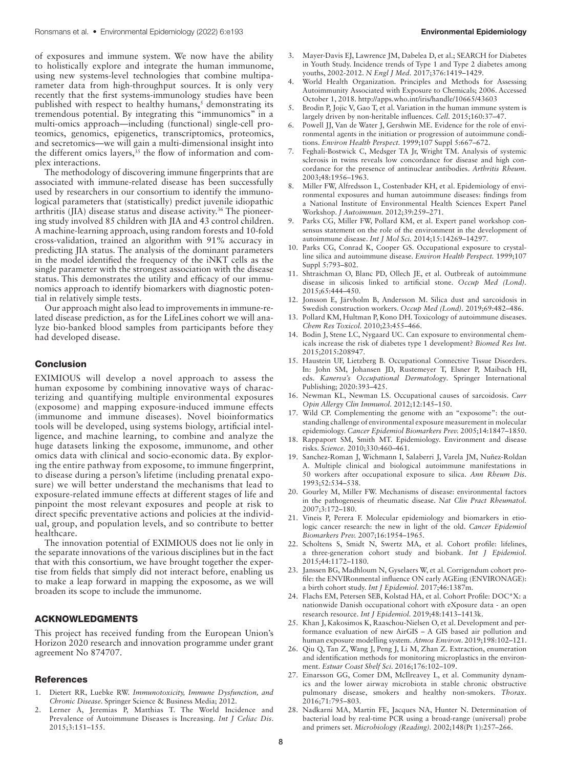of exposures and immune system. We now have the ability to holistically explore and integrate the human immunome, using new systems-level technologies that combine multiparameter data from high-throughput sources. It is only very recently that the first systems-immunology studies have been published with respect to healthy humans,[5] demonstrating its tremendous potential. By integrating this "immunomics" in a multi-omics approach—including (functional) single-cell proteomics, genomics, epigenetics, transcriptomics, proteomics, and secretomics—we will gain a multi-dimensional insight into the different omics layers,[35] the flow of information and complex interactions.

The methodology of discovering immune fingerprints that are associated with immune-related disease has been successfully used by researchers in our consortium to identify the immunological parameters that (statistically) predict juvenile idiopathic arthritis (JIA) disease status and disease activity.[36] The pioneering study involved 85 children with JIA and 43 control children. A machine-learning approach, using random forests and 10-fold cross-validation, trained an algorithm with 91% accuracy in predicting JIA status. The analysis of the dominant parameters in the model identified the frequency of the iNKT cells as the single parameter with the strongest association with the disease status. This demonstrates the utility and efficacy of our immunomics approach to identify biomarkers with diagnostic potential in relatively simple tests.

Our approach might also lead to improvements in immune-related disease prediction, as for the LifeLines cohort we will analyze bio-banked blood samples from participants before they had developed disease.

## Conclusion

EXIMIOUS will develop a novel approach to assess the human exposome by combining innovative ways of characterizing and quantifying multiple environmental exposures (exposome) and mapping exposure-induced immune effects (immunome and immune diseases). Novel bioinformatics tools will be developed, using systems biology, artificial intelligence, and machine learning, to combine and analyze the huge datasets linking the exposome, immunome, and other omics data with clinical and socio-economic data. By exploring the entire pathway from exposome, to immune fingerprint, to disease during a person's lifetime (including prenatal exposure) we will better understand the mechanisms that lead to exposure-related immune effects at different stages of life and pinpoint the most relevant exposures and people at risk to direct specific preventative actions and policies at the individual, group, and population levels, and so contribute to better healthcare.

The innovation potential of EXIMIOUS does not lie only in the separate innovations of the various disciplines but in the fact that with this consortium, we have brought together the expertise from fields that simply did not interact before, enabling us to make a leap forward in mapping the exposome, as we will broaden its scope to include the immunome.

## ACKNOWLEDGMENTS

This project has received funding from the European Union's Horizon 2020 research and innovation programme under grant agreement No 874707.

## References

1. Dietert RR, Luebke RW. *Immunotoxicity, Immune Dysfunction, and Chronic Disease*. Springer Science & Business Media; 2012.
2. Lerner A, Jeremias P, Matthias T. The World Incidence and Prevalence of Autoimmune Diseases is Increasing. *Int J Celiac Dis*. 2015;3:151–155.
3. Mayer-Davis EJ, Lawrence JM, Dabelea D, et al.; SEARCH for Diabetes in Youth Study. Incidence trends of Type 1 and Type 2 diabetes among youths, 2002-2012. *N Engl J Med*. 2017;376:1419–1429.
4. World Health Organization. Principles and Methods for Assessing Autoimmunity Associated with Exposure to Chemicals; 2006. Accessed October 1, 2018. http://apps.who.int/iris/handle/10665/43603
5. Brodin P, Jojic V, Gao T, et al. Variation in the human immune system is largely driven by non-heritable influences. *Cell*. 2015;160:37–47.
6. Powell JJ, Van de Water J, Gershwin ME. Evidence for the role of environmental agents in the initiation or progression of autoimmune conditions. *Environ Health Perspect*. 1999;107 Suppl 5:667–672.
7. Feghali-Bostwick C, Medsger TA Jr, Wright TM. Analysis of systemic sclerosis in twins reveals low concordance for disease and high concordance for the presence of antinuclear antibodies. *Arthritis Rheum*. 2003;48:1956–1963.
8. Miller FW, Alfredsson L, Costenbader KH, et al. Epidemiology of environmental exposures and human autoimmune diseases: findings from a National Institute of Environmental Health Sciences Expert Panel Workshop. *J Autoimmun*. 2012;39:259–271.
9. Parks CG, Miller FW, Pollard KM, et al. Expert panel workshop consensus statement on the role of the environment in the development of autoimmune disease. *Int J Mol Sci*. 2014;15:14269–14297.
10. Parks CG, Conrad K, Cooper GS. Occupational exposure to crystalline silica and autoimmune disease. *Environ Health Perspect*. 1999;107 Suppl 5:793–802.
11. Shtraichman O, Blanc PD, Ollech JE, et al. Outbreak of autoimmune disease in silicosis linked to artificial stone. *Occup Med (Lond)*. 2015;65:444–450.
12. Jonsson E, Järvholm B, Andersson M. Silica dust and sarcoidosis in Swedish construction workers. *Occup Med (Lond)*. 2019;69:482–486.
13. Pollard KM, Hultman P, Kono DH. Toxicology of autoimmune diseases. *Chem Res Toxicol*. 2010;23:455–466.
14. Bodin J, Stene LC, Nygaard UC. Can exposure to environmental chemicals increase the risk of diabetes type 1 development? *Biomed Res Int*. 2015;2015:208947.
15. Haustein UF, Lietzberg B. Occupational Connective Tissue Disorders. In: John SM, Johansen JD, Rustemeyer T, Elsner P, Maibach HI, eds. *Kanerva's Occupational Dermatology*. Springer International Publishing; 2020:393–425.
16. Newman KL, Newman LS. Occupational causes of sarcoidosis. *Curr Opin Allergy Clin Immunol*. 2012;12:145–150.
17. Wild CP. Complementing the genome with an "exposome": the outstanding challenge of environmental exposure measurement in molecular epidemiology. *Cancer Epidemiol Biomarkers Prev*. 2005;14:1847–1850.
18. Rappaport SM, Smith MT. Epidemiology. Environment and disease risks. *Science*. 2010;330:460–461.
19. Sanchez-Roman J, Wichmann I, Salaberri J, Varela JM, Nuñez-Roldan A. Multiple clinical and biological autoimmune manifestations in 50 workers after occupational exposure to silica. *Ann Rheum Dis*. 1993;52:534–538.
20. Gourley M, Miller FW. Mechanisms of disease: environmental factors in the pathogenesis of rheumatic disease. *Nat Clin Pract Rheumatol*. 2007;3:172–180.
21. Vineis P, Perera F. Molecular epidemiology and biomarkers in etiologic cancer research: the new in light of the old. *Cancer Epidemiol Biomarkers Prev*. 2007;16:1954–1965.
22. Scholtens S, Smidt N, Swertz MA, et al. Cohort profile: lifelines, a three-generation cohort study and biobank. *Int J Epidemiol*. 2015;44:1172–1180.
23. Janssen BG, Madhloum N, Gyselaers W, et al. Corrigendum cohort profile: the ENVIRonmental influence ON early AGEing (ENVIRONAGE): a birth cohort study. *Int J Epidemiol*. 2017;46:1387m.
24. Flachs EM, Petersen SEB, Kolstad HA, et al. Cohort Profile: DOC*X: a nationwide Danish occupational cohort with eXposure data - an open research resource. *Int J Epidemiol*. 2019;48:1413–1413k.
25. Khan J, Kakosimos K, Raaschou-Nielsen O, et al. Development and performance evaluation of new AirGIS – A GIS based air pollution and human exposure modelling system. *Atmos Environ*. 2019;198:102–121.
26. Qiu Q, Tan Z, Wang J, Peng J, Li M, Zhan Z. Extraction, enumeration and identification methods for monitoring microplastics in the environment. *Estuar Coast Shelf Sci*. 2016;176:102–109.
27. Einarsson GG, Comer DM, McIlreavey L, et al. Community dynamics and the lower airway microbiota in stable chronic obstructive pulmonary disease, smokers and healthy non-smokers. *Thorax*. 2016;71:795–803.
28. Nadkarni MA, Martin FE, Jacques NA, Hunter N. Determination of bacterial load by real-time PCR using a broad-range (universal) probe and primers set. *Microbiology (Reading)*. 2002;148(Pt 1):257–266.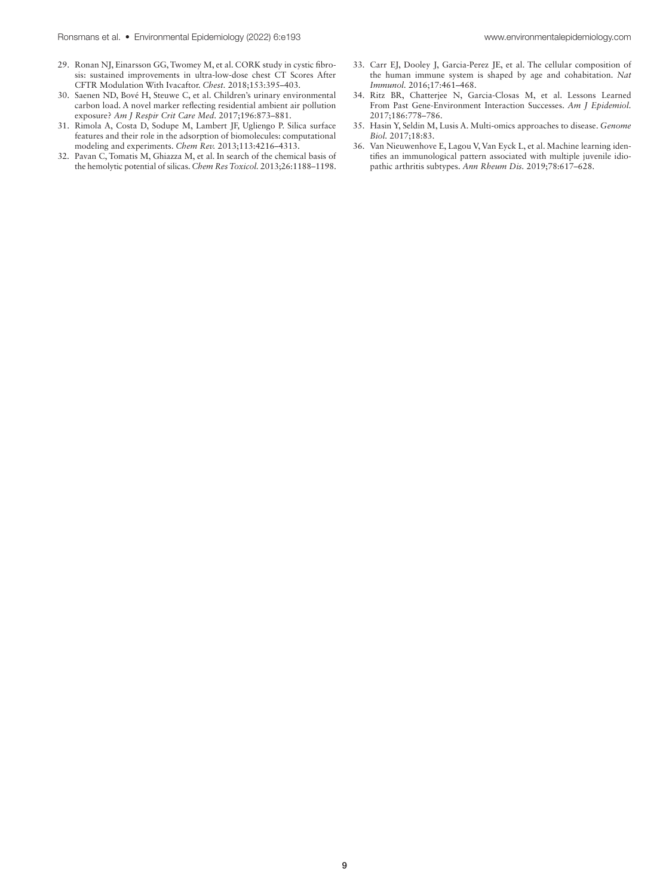29. Ronan NJ, Einarsson GG, Twomey M, et al. CORK study in cystic fibrosis: sustained improvements in ultra-low-dose chest CT Scores After CFTR Modulation With Ivacaftor. *Chest.* 2018;153:395–403.
30. Saenen ND, Bové H, Steuwe C, et al. Children's urinary environmental carbon load. A novel marker reflecting residential ambient air pollution exposure? *Am J Respir Crit Care Med.* 2017;196:873–881.
31. Rimola A, Costa D, Sodupe M, Lambert JF, Ugliengo P. Silica surface features and their role in the adsorption of biomolecules: computational modeling and experiments. *Chem Rev.* 2013;113:4216–4313.
32. Pavan C, Tomatis M, Ghiazza M, et al. In search of the chemical basis of the hemolytic potential of silicas. *Chem Res Toxicol.* 2013;26:1188–1198.
33. Carr EJ, Dooley J, Garcia-Perez JE, et al. The cellular composition of the human immune system is shaped by age and cohabitation. *Nat Immunol.* 2016;17:461–468.
34. Ritz BR, Chatterjee N, Garcia-Closas M, et al. Lessons Learned From Past Gene-Environment Interaction Successes. *Am J Epidemiol.* 2017;186:778–786.
35. Hasin Y, Seldin M, Lusis A. Multi-omics approaches to disease. *Genome Biol.* 2017;18:83.
36. Van Nieuwenhove E, Lagou V, Van Eyck L, et al. Machine learning identifies an immunological pattern associated with multiple juvenile idiopathic arthritis subtypes. *Ann Rheum Dis.* 2019;78:617–628.